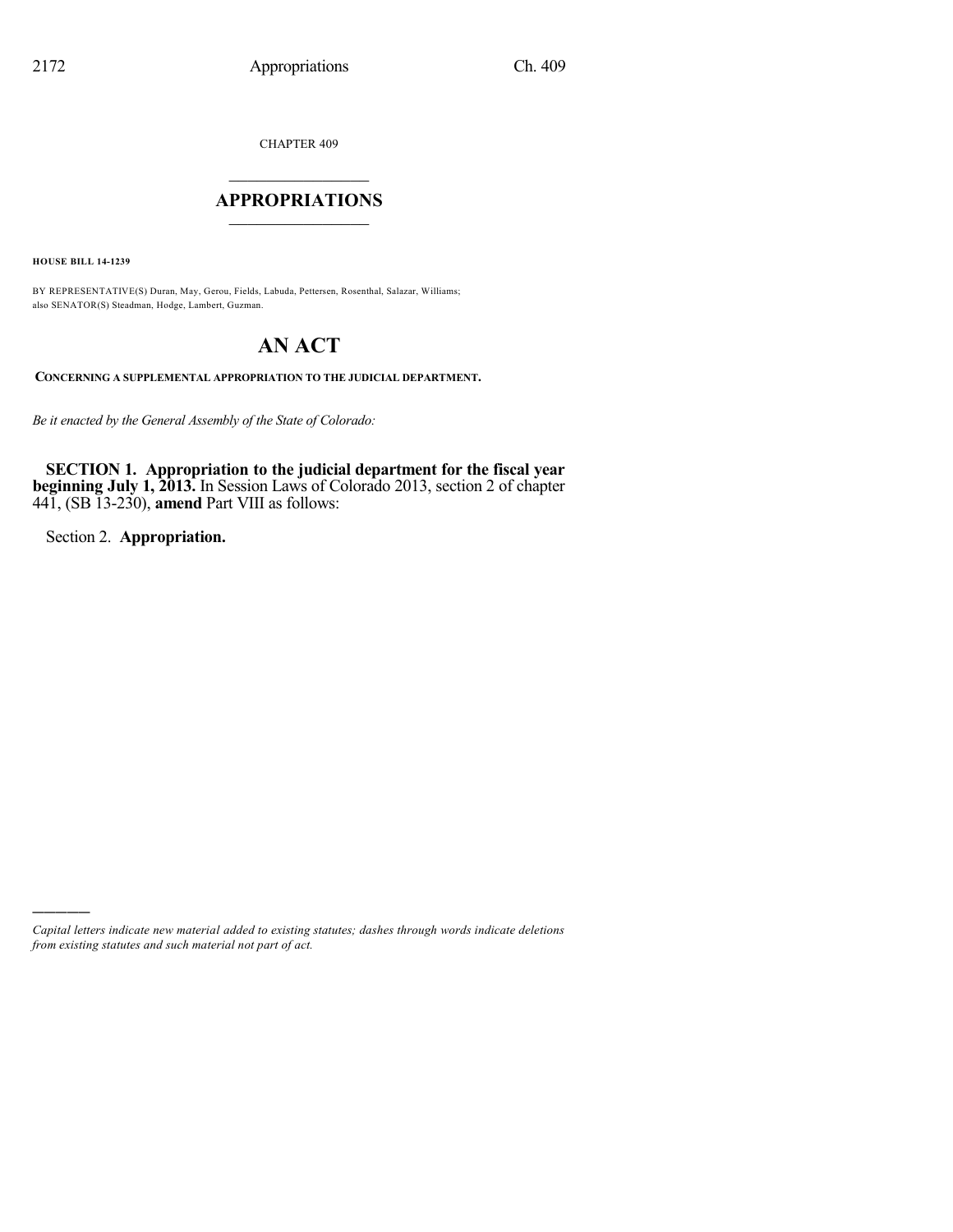CHAPTER 409

# APPROPRIATIONS

**HOUSE BILL 14-1239**

BY REPRESENTATIVE(S) Duran, May, Gerou, Fields, Labuda, Pettersen, Rosenthal, Salazar, Williams; also SENATOR(S) Steadman, Hodge, Lambert, Guzman.

# AN ACT

**CONCERNING A SUPPLEMENTAL APPROPRIATION TO THE JUDICIAL DEPARTMENT.**

*Be it enacted by the General Assembly of the State of Colorado:*

**SECTION 1. Appropriation to the judicial department for the fiscal year beginning July 1, 2013.** In Session Laws of Colorado 2013, section 2 of chapter 441, (SB 13-230), **amend** Part VIII as follows:

Section 2. **Appropriation.**

---

*Capital letters indicate new material added to existing statutes; dashes through words indicate deletions from existing statutes and such material not part of act.*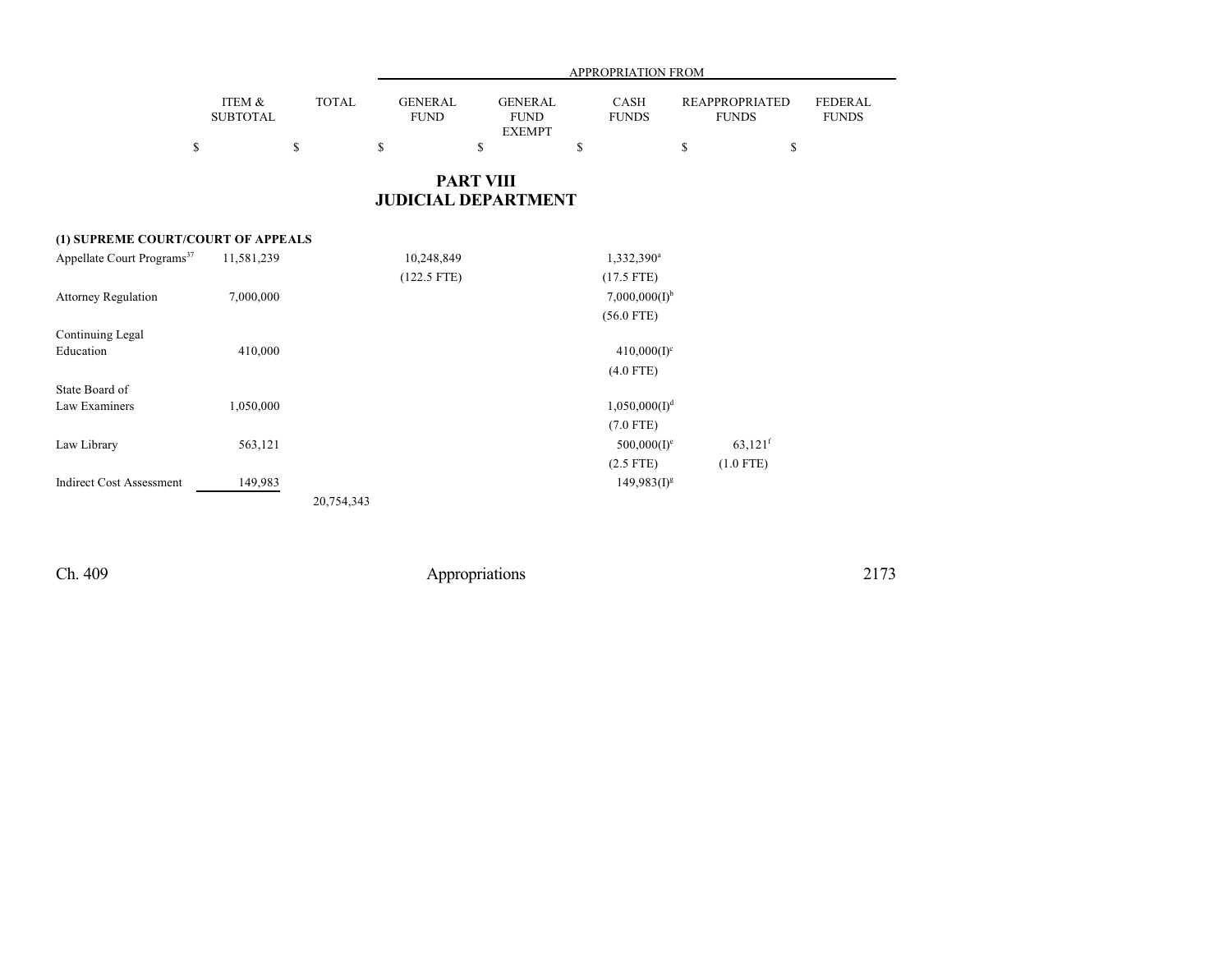# PART VIII
## JUDICIAL DEPARTMENT

| | ITEM & SUBTOTAL | TOTAL | APPROPRIATION FROM GENERAL FUND | GENERAL FUND EXEMPT | CASH FUNDS | REAPPROPRIATED FUNDS | FEDERAL FUNDS |
|---|---|---|---|---|---|---|---|
| | $ | $ | $ | $ | $ | $ | $ |
| **(1) SUPREME COURT/COURT OF APPEALS** | | | | | | | |
| Appellate Court Programs[37] | 11,581,239 | | 10,248,849 | | 1,332,390[a] | | |
| | | | (122.5 FTE) | | (17.5 FTE) | | |
| Attorney Regulation | 7,000,000 | | | | 7,000,000(I)[b] | | |
| | | | | | (56.0 FTE) | | |
| Continuing Legal Education | 410,000 | | | | 410,000(I)[c] | | |
| | | | | | (4.0 FTE) | | |
| State Board of Law Examiners | 1,050,000 | | | | 1,050,000(I)[d] | | |
| | | | | | (7.0 FTE) | | |
| Law Library | 563,121 | | | | 500,000(I)[e] | 63,121[f] | |
| | | | | | (2.5 FTE) | (1.0 FTE) | |
| Indirect Cost Assessment | 149,983 | | | | 149,983(I)[g] | | |
| | | 20,754,343 | | | | | |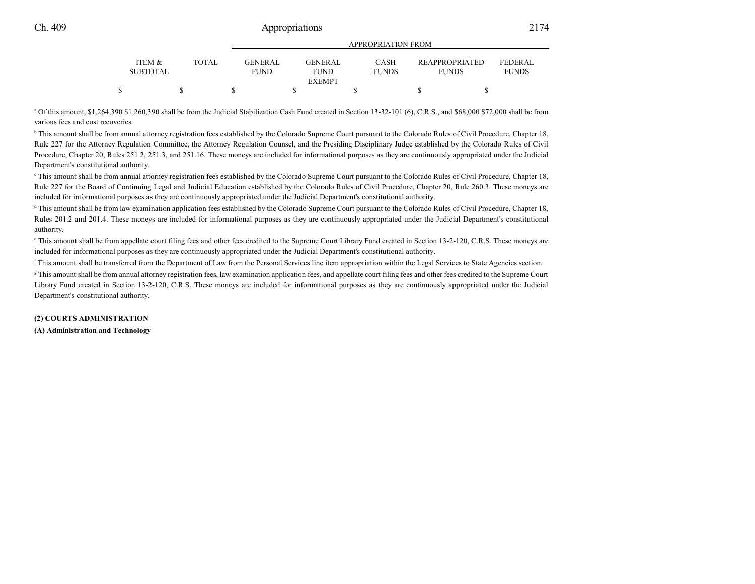| ITEM & SUBTOTAL | TOTAL | GENERAL FUND | GENERAL FUND EXEMPT | CASH FUNDS | REAPPROPRIATED FUNDS | FEDERAL FUNDS |
|---|---|---|---|---|---|---|
| | | APPROPRIATION FROM | | | | |
| $ | $ | $ | $ | $ | $ | $ |

[a] Of this amount, ~~$1,264,390~~ $1,260,390 shall be from the Judicial Stabilization Cash Fund created in Section 13-32-101 (6), C.R.S., and ~~$68,000~~ $72,000 shall be from various fees and cost recoveries.

[b] This amount shall be from annual attorney registration fees established by the Colorado Supreme Court pursuant to the Colorado Rules of Civil Procedure, Chapter 18, Rule 227 for the Attorney Regulation Committee, the Attorney Regulation Counsel, and the Presiding Disciplinary Judge established by the Colorado Rules of Civil Procedure, Chapter 20, Rules 251.2, 251.3, and 251.16. These moneys are included for informational purposes as they are continuously appropriated under the Judicial Department's constitutional authority.

[c] This amount shall be from annual attorney registration fees established by the Colorado Supreme Court pursuant to the Colorado Rules of Civil Procedure, Chapter 18, Rule 227 for the Board of Continuing Legal and Judicial Education established by the Colorado Rules of Civil Procedure, Chapter 20, Rule 260.3. These moneys are included for informational purposes as they are continuously appropriated under the Judicial Department's constitutional authority.

[d] This amount shall be from law examination application fees established by the Colorado Supreme Court pursuant to the Colorado Rules of Civil Procedure, Chapter 18, Rules 201.2 and 201.4. These moneys are included for informational purposes as they are continuously appropriated under the Judicial Department's constitutional authority.

[e] This amount shall be from appellate court filing fees and other fees credited to the Supreme Court Library Fund created in Section 13-2-120, C.R.S. These moneys are included for informational purposes as they are continuously appropriated under the Judicial Department's constitutional authority.

[f] This amount shall be transferred from the Department of Law from the Personal Services line item appropriation within the Legal Services to State Agencies section.

[g] This amount shall be from annual attorney registration fees, law examination application fees, and appellate court filing fees and other fees credited to the Supreme Court Library Fund created in Section 13-2-120, C.R.S. These moneys are included for informational purposes as they are continuously appropriated under the Judicial Department's constitutional authority.

**(2) COURTS ADMINISTRATION**

**(A) Administration and Technology**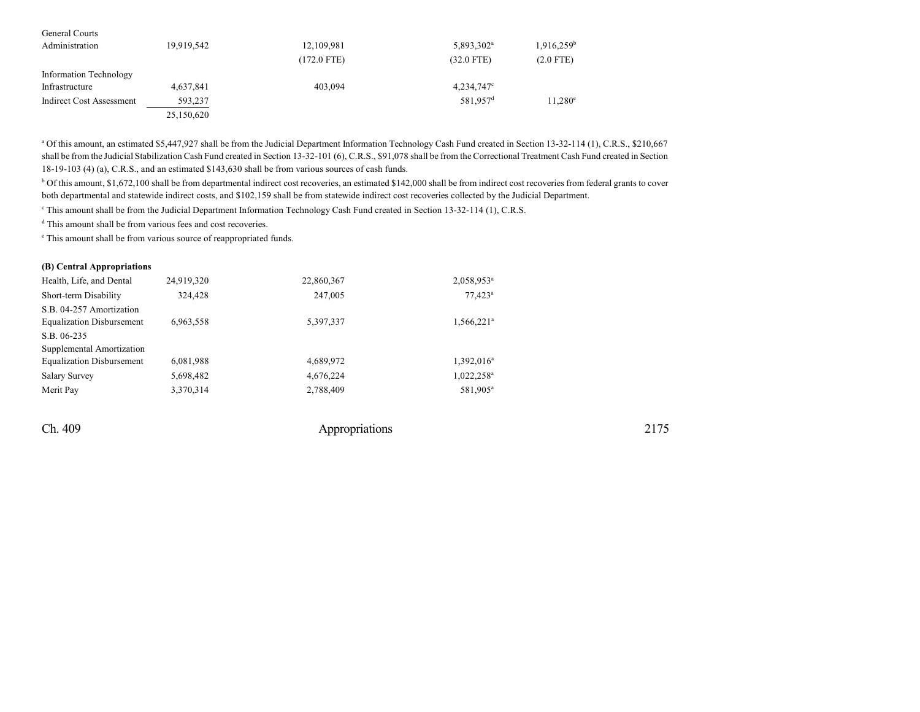| | | | | |
|---|---|---|---|---|
| General Courts Administration | 19,919,542 | 12,109,981 | 5,893,302[a] | 1,916,259[b] |
| | | (172.0 FTE) | (32.0 FTE) | (2.0 FTE) |
| Information Technology Infrastructure | 4,637,841 | 403,094 | 4,234,747[c] | |
| Indirect Cost Assessment | 593,237 | | 581,957[d] | 11,280[e] |
| | 25,150,620 | | | |

[a] Of this amount, an estimated $5,447,927 shall be from the Judicial Department Information Technology Cash Fund created in Section 13-32-114 (1), C.R.S., $210,667 shall be from the Judicial Stabilization Cash Fund created in Section 13-32-101 (6), C.R.S., $91,078 shall be from the Correctional Treatment Cash Fund created in Section 18-19-103 (4) (a), C.R.S., and an estimated $143,630 shall be from various sources of cash funds.

[b] Of this amount, $1,672,100 shall be from departmental indirect cost recoveries, an estimated $142,000 shall be from indirect cost recoveries from federal grants to cover both departmental and statewide indirect costs, and $102,159 shall be from statewide indirect cost recoveries collected by the Judicial Department.

[c] This amount shall be from the Judicial Department Information Technology Cash Fund created in Section 13-32-114 (1), C.R.S.

[d] This amount shall be from various fees and cost recoveries.

[e] This amount shall be from various source of reappropriated funds.

**(B) Central Appropriations**

| | | | | |
|---|---|---|---|---|
| Health, Life, and Dental | 24,919,320 | 22,860,367 | 2,058,953[a] | |
| Short-term Disability | 324,428 | 247,005 | 77,423[a] | |
| S.B. 04-257 Amortization Equalization Disbursement | 6,963,558 | 5,397,337 | 1,566,221[a] | |
| S.B. 06-235 Supplemental Amortization Equalization Disbursement | 6,081,988 | 4,689,972 | 1,392,016[a] | |
| Salary Survey | 5,698,482 | 4,676,224 | 1,022,258[a] | |
| Merit Pay | 3,370,314 | 2,788,409 | 581,905[a] | |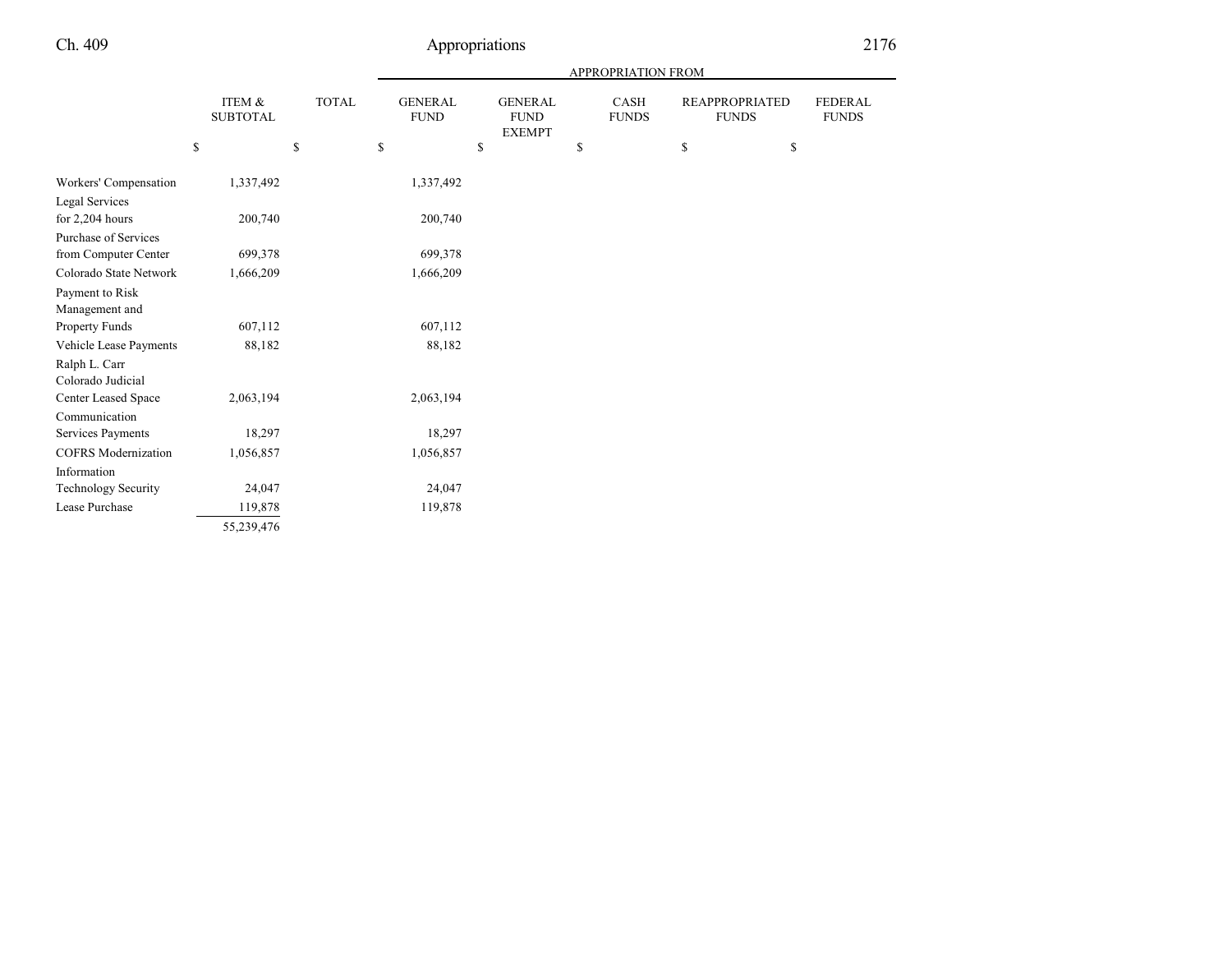| | ITEM & SUBTOTAL | TOTAL | APPROPRIATION FROM GENERAL FUND | GENERAL FUND EXEMPT | CASH FUNDS | REAPPROPRIATED FUNDS | FEDERAL FUNDS |
|---|---|---|---|---|---|---|---|
| | $ | $ | $ | $ | $ | $ | $ |
| Workers' Compensation | 1,337,492 | | 1,337,492 | | | | |
| Legal Services for 2,204 hours | 200,740 | | 200,740 | | | | |
| Purchase of Services from Computer Center | 699,378 | | 699,378 | | | | |
| Colorado State Network | 1,666,209 | | 1,666,209 | | | | |
| Payment to Risk Management and Property Funds | 607,112 | | 607,112 | | | | |
| Vehicle Lease Payments | 88,182 | | 88,182 | | | | |
| Ralph L. Carr Colorado Judicial Center Leased Space | 2,063,194 | | 2,063,194 | | | | |
| Communication Services Payments | 18,297 | | 18,297 | | | | |
| COFRS Modernization | 1,056,857 | | 1,056,857 | | | | |
| Information Technology Security | 24,047 | | 24,047 | | | | |
| Lease Purchase | 119,878 | | 119,878 | | | | |
| | 55,239,476 | | | | | | |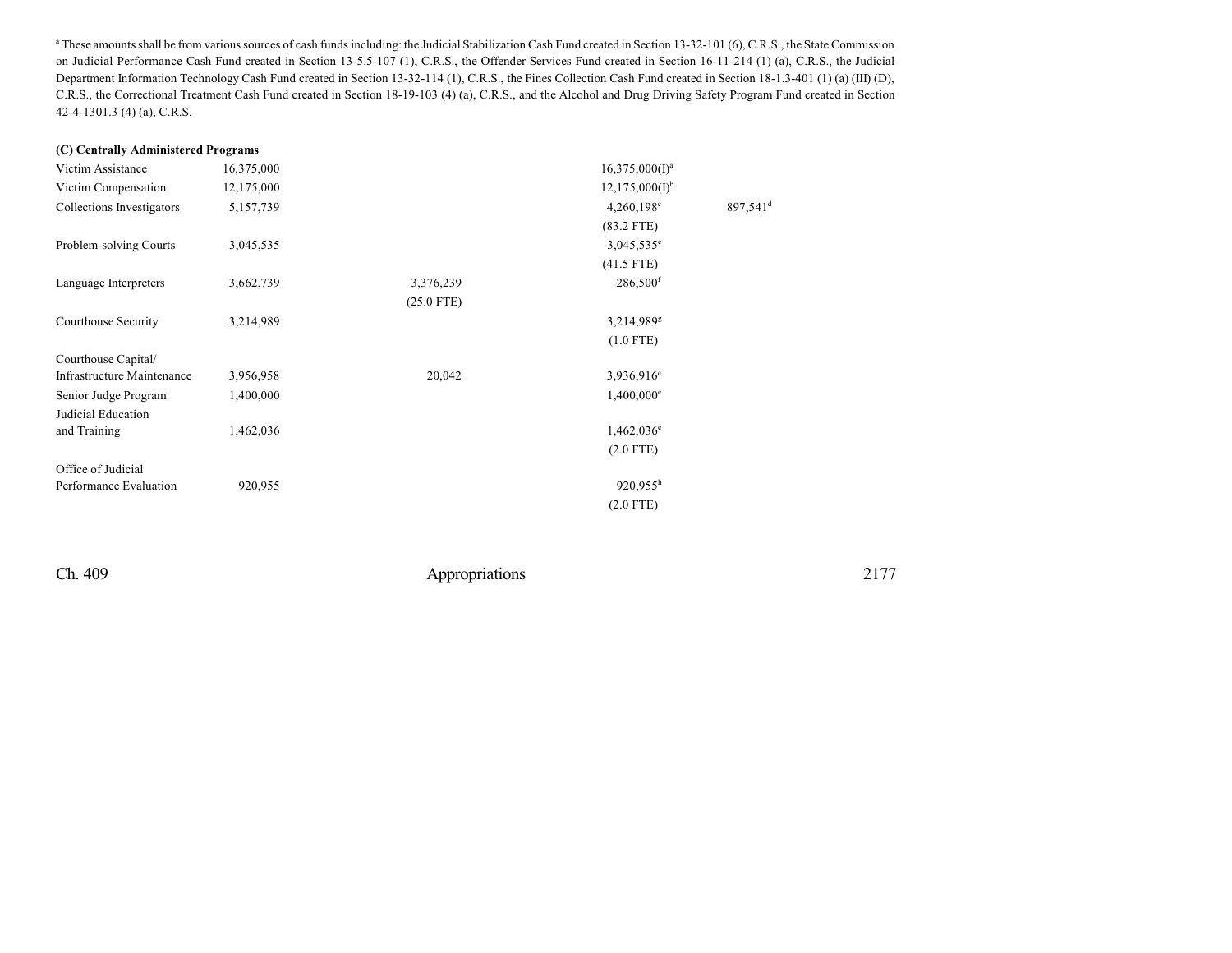[a] These amounts shall be from various sources of cash funds including: the Judicial Stabilization Cash Fund created in Section 13-32-101 (6), C.R.S., the State Commission on Judicial Performance Cash Fund created in Section 13-5.5-107 (1), C.R.S., the Offender Services Fund created in Section 16-11-214 (1) (a), C.R.S., the Judicial Department Information Technology Cash Fund created in Section 13-32-114 (1), C.R.S., the Fines Collection Cash Fund created in Section 18-1.3-401 (1) (a) (III) (D), C.R.S., the Correctional Treatment Cash Fund created in Section 18-19-103 (4) (a), C.R.S., and the Alcohol and Drug Driving Safety Program Fund created in Section 42-4-1301.3 (4) (a), C.R.S.

**(C) Centrally Administered Programs**

| | | | | |
|---|---|---|---|---|
| Victim Assistance | 16,375,000 | | 16,375,000(I)[a] | |
| Victim Compensation | 12,175,000 | | 12,175,000(I)[b] | |
| Collections Investigators | 5,157,739 | | 4,260,198[c] | 897,541[d] |
| | | | (83.2 FTE) | |
| Problem-solving Courts | 3,045,535 | | 3,045,535[e] | |
| | | | (41.5 FTE) | |
| Language Interpreters | 3,662,739 | 3,376,239 | 286,500[f] | |
| | | (25.0 FTE) | | |
| Courthouse Security | 3,214,989 | | 3,214,989[g] | |
| | | | (1.0 FTE) | |
| Courthouse Capital/ Infrastructure Maintenance | 3,956,958 | 20,042 | 3,936,916[e] | |
| Senior Judge Program | 1,400,000 | | 1,400,000[e] | |
| Judicial Education and Training | 1,462,036 | | 1,462,036[e] | |
| | | | (2.0 FTE) | |
| Office of Judicial Performance Evaluation | 920,955 | | 920,955[h] | |
| | | | (2.0 FTE) | |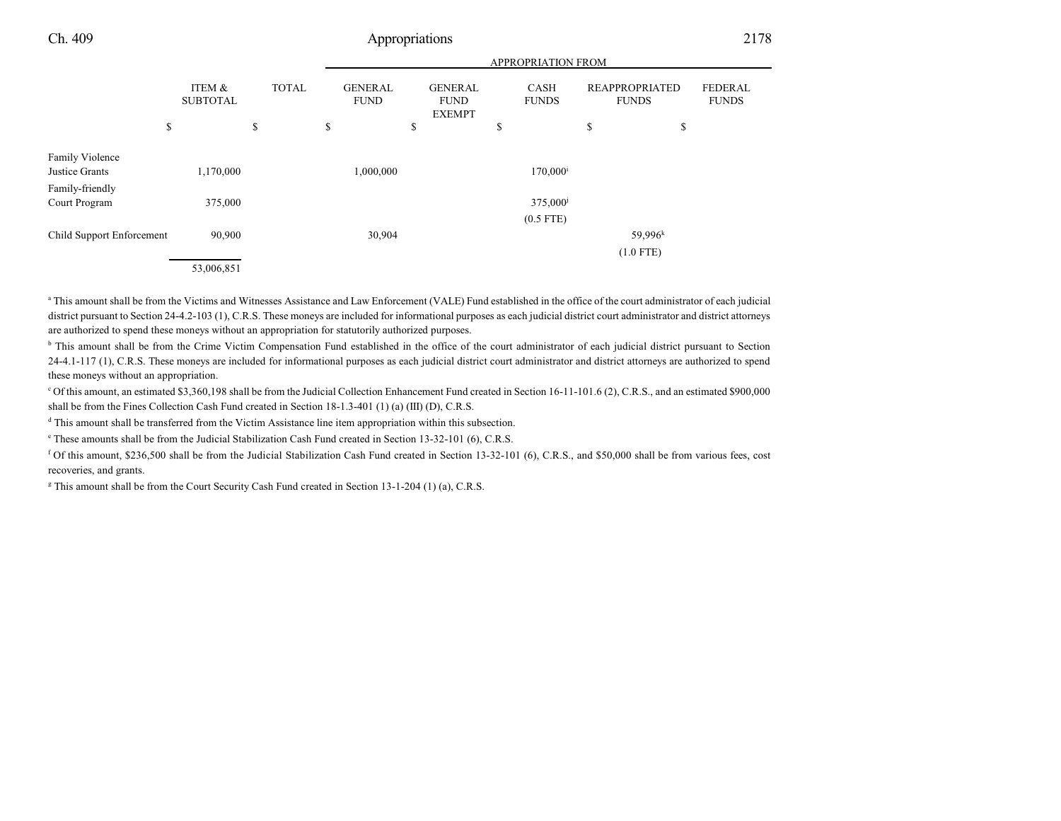| | ITEM & SUBTOTAL | TOTAL | APPROPRIATION FROM GENERAL FUND | GENERAL FUND EXEMPT | CASH FUNDS | REAPPROPRIATED FUNDS | FEDERAL FUNDS |
|---|---|---|---|---|---|---|---|
| | $ | $ | $ | $ | $ | $ | $ |
| Family Violence Justice Grants | 1,170,000 | | 1,000,000 | | 170,000[i] | | |
| Family-friendly Court Program | 375,000 | | | | 375,000[j] | | |
| | | | | | (0.5 FTE) | | |
| Child Support Enforcement | 90,900 | | 30,904 | | | 59,996[k] | |
| | | | | | | (1.0 FTE) | |
| | 53,006,851 | | | | | | |

[a] This amount shall be from the Victims and Witnesses Assistance and Law Enforcement (VALE) Fund established in the office of the court administrator of each judicial district pursuant to Section 24-4.2-103 (1), C.R.S. These moneys are included for informational purposes as each judicial district court administrator and district attorneys are authorized to spend these moneys without an appropriation for statutorily authorized purposes.

[b] This amount shall be from the Crime Victim Compensation Fund established in the office of the court administrator of each judicial district pursuant to Section 24-4.1-117 (1), C.R.S. These moneys are included for informational purposes as each judicial district court administrator and district attorneys are authorized to spend these moneys without an appropriation.

[c] Of this amount, an estimated $3,360,198 shall be from the Judicial Collection Enhancement Fund created in Section 16-11-101.6 (2), C.R.S., and an estimated $900,000 shall be from the Fines Collection Cash Fund created in Section 18-1.3-401 (1) (a) (III) (D), C.R.S.

[d] This amount shall be transferred from the Victim Assistance line item appropriation within this subsection.

[e] These amounts shall be from the Judicial Stabilization Cash Fund created in Section 13-32-101 (6), C.R.S.

[f] Of this amount, $236,500 shall be from the Judicial Stabilization Cash Fund created in Section 13-32-101 (6), C.R.S., and $50,000 shall be from various fees, cost recoveries, and grants.

[g] This amount shall be from the Court Security Cash Fund created in Section 13-1-204 (1) (a), C.R.S.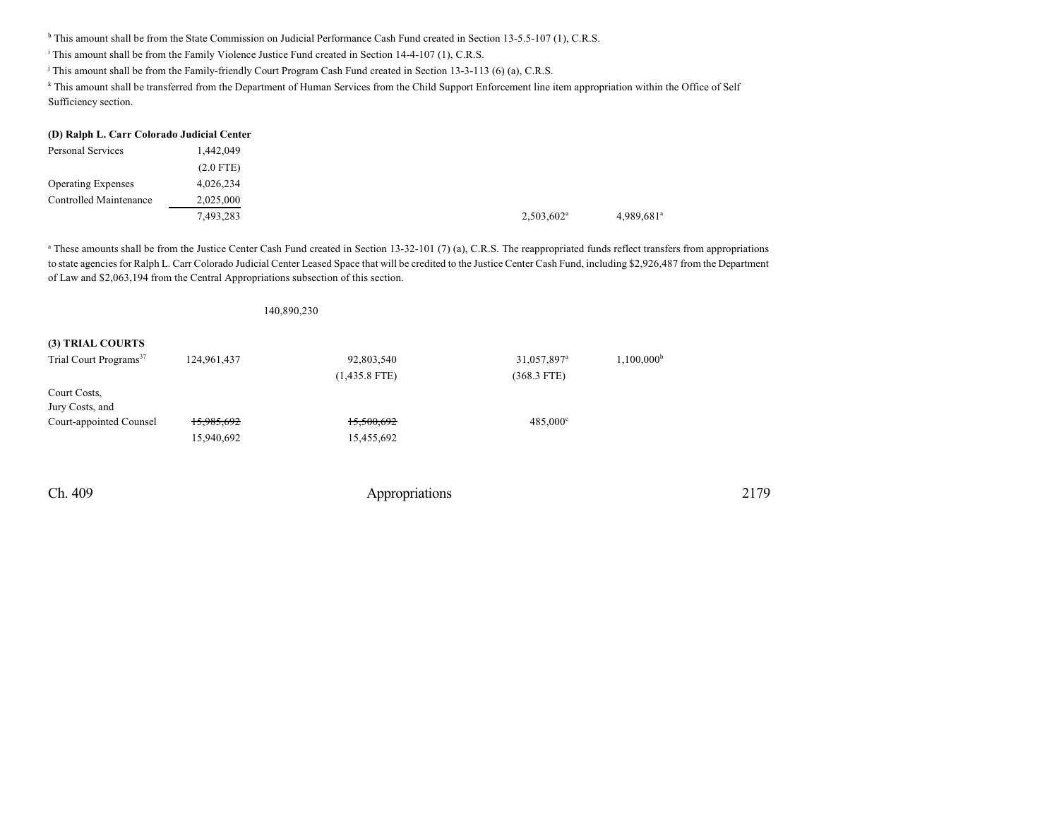[h] This amount shall be from the State Commission on Judicial Performance Cash Fund created in Section 13-5.5-107 (1), C.R.S.

[i] This amount shall be from the Family Violence Justice Fund created in Section 14-4-107 (1), C.R.S.

[j] This amount shall be from the Family-friendly Court Program Cash Fund created in Section 13-3-113 (6) (a), C.R.S.

[k] This amount shall be transferred from the Department of Human Services from the Child Support Enforcement line item appropriation within the Office of Self Sufficiency section.

**(D) Ralph L. Carr Colorado Judicial Center**

| | | | | | |
|---|---|---|---|---|---|
| Personal Services | 1,442,049 | | | | |
| | (2.0 FTE) | | | | |
| Operating Expenses | 4,026,234 | | | | |
| Controlled Maintenance | 2,025,000 | | | | |
| | 7,493,283 | | | 2,503,602[a] | 4,989,681[a] |

[a] These amounts shall be from the Justice Center Cash Fund created in Section 13-32-101 (7) (a), C.R.S. The reappropriated funds reflect transfers from appropriations to state agencies for Ralph L. Carr Colorado Judicial Center Leased Space that will be credited to the Justice Center Cash Fund, including $2,926,487 from the Department of Law and $2,063,194 from the Central Appropriations subsection of this section.

| | | | | | |
|---|---|---|---|---|---|
| | | 140,890,230 | | | |

**(3) TRIAL COURTS**

| | | | | | |
|---|---|---|---|---|---|
| Trial Court Programs[37] | 124,961,437 | | 92,803,540 | 31,057,897[a] | 1,100,000[b] |
| | | | (1,435.8 FTE) | (368.3 FTE) | |
| Court Costs, Jury Costs, and Court-appointed Counsel | ~~15,985,692~~ | | ~~15,500,692~~ | 485,000[c] | |
| | 15,940,692 | | 15,455,692 | | |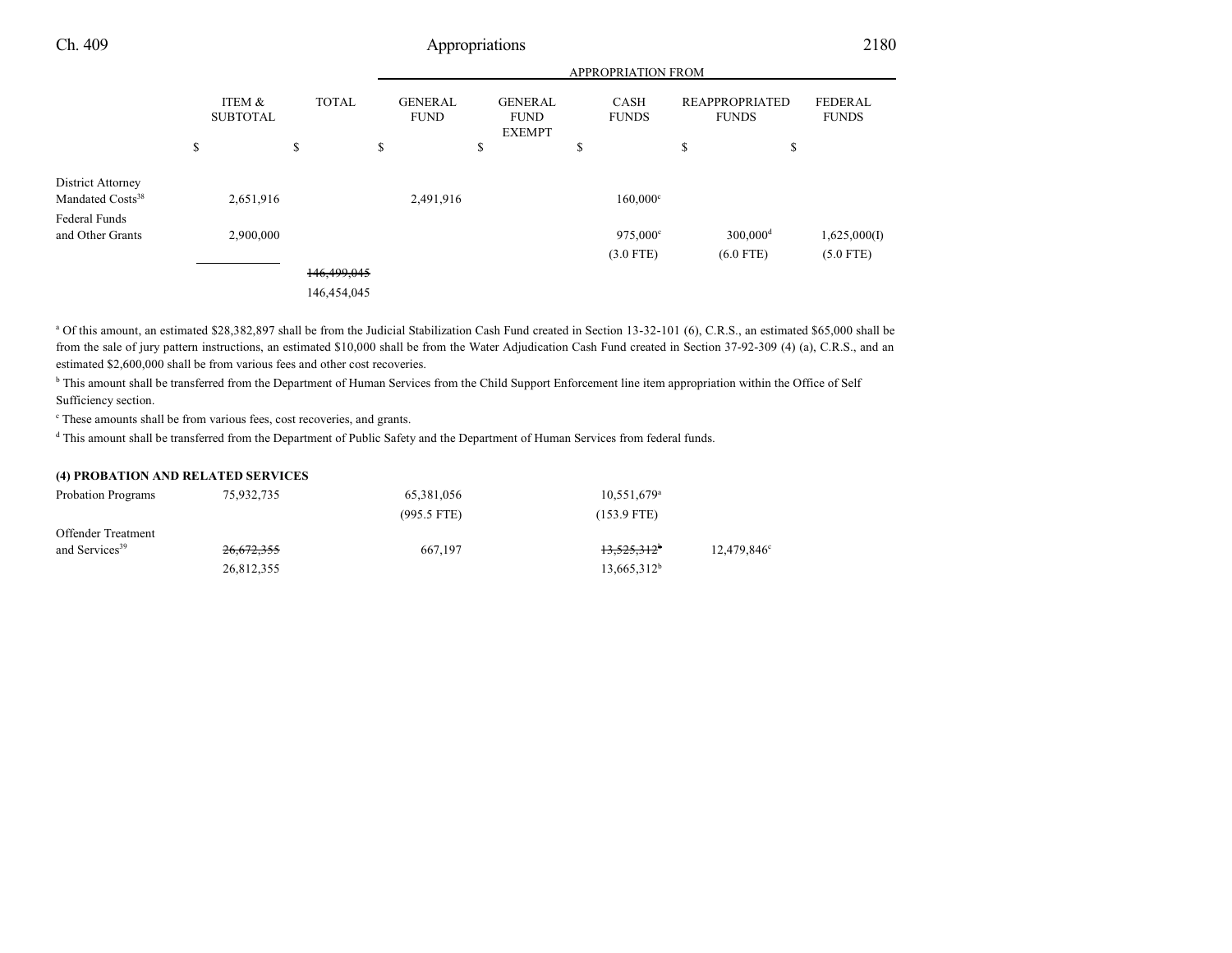| | ITEM & SUBTOTAL | TOTAL | GENERAL FUND | GENERAL FUND EXEMPT | CASH FUNDS | REAPPROPRIATED FUNDS | FEDERAL FUNDS |
|---|---|---|---|---|---|---|---|
| | | | APPROPRIATION FROM | | | | |
| | $ | $ | $ | $ | $ | $ | $ |
| District Attorney Mandated Costs[38] | 2,651,916 | | 2,491,916 | | 160,000[c] | | |
| Federal Funds and Other Grants | 2,900,000 | | | | 975,000[c] | 300,000[d] | 1,625,000(I) |
| | | | | | (3.0 FTE) | (6.0 FTE) | (5.0 FTE) |
| | | ~~146,499,045~~ | | | | | |
| | | 146,454,045 | | | | | |

[a] Of this amount, an estimated $28,382,897 shall be from the Judicial Stabilization Cash Fund created in Section 13-32-101 (6), C.R.S., an estimated $65,000 shall be from the sale of jury pattern instructions, an estimated $10,000 shall be from the Water Adjudication Cash Fund created in Section 37-92-309 (4) (a), C.R.S., and an estimated $2,600,000 shall be from various fees and other cost recoveries.

[b] This amount shall be transferred from the Department of Human Services from the Child Support Enforcement line item appropriation within the Office of Self Sufficiency section.

[c] These amounts shall be from various fees, cost recoveries, and grants.

[d] This amount shall be transferred from the Department of Public Safety and the Department of Human Services from federal funds.

**(4) PROBATION AND RELATED SERVICES**

| | ITEM & SUBTOTAL | TOTAL | GENERAL FUND | GENERAL FUND EXEMPT | CASH FUNDS | REAPPROPRIATED FUNDS | FEDERAL FUNDS |
|---|---|---|---|---|---|---|---|
| Probation Programs | 75,932,735 | | 65,381,056 | | 10,551,679[a] | | |
| | | | (995.5 FTE) | | (153.9 FTE) | | |
| Offender Treatment and Services[39] | ~~26,672,355~~ | | 667,197 | | ~~13,525,312[b]~~ | 12,479,846[c] | |
| | 26,812,355 | | | | 13,665,312[b] | | |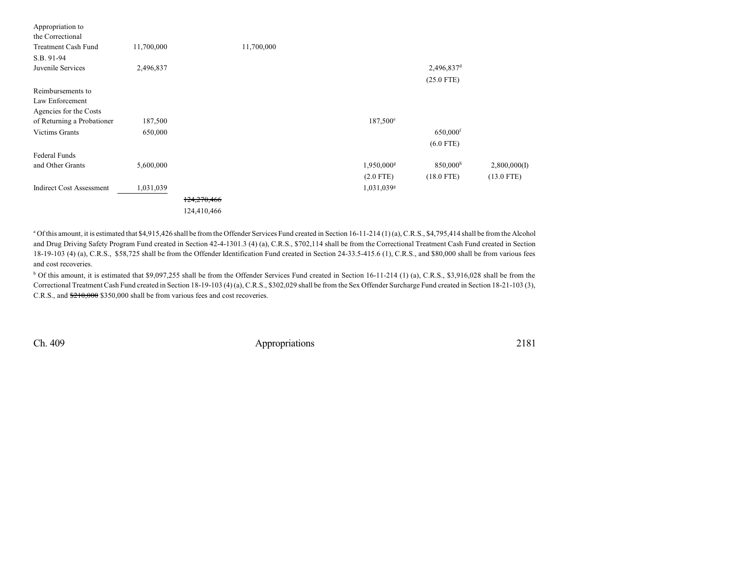| | | | | | | |
|---|---|---|---|---|---|---|
| Appropriation to the Correctional Treatment Cash Fund | 11,700,000 | | 11,700,000 | | | |
| S.B. 91-94 Juvenile Services | 2,496,837 | | | | 2,496,837[d] (25.0 FTE) | |
| Reimbursements to Law Enforcement Agencies for the Costs of Returning a Probationer | 187,500 | | | 187,500[e] | | |
| Victims Grants | 650,000 | | | | 650,000[f] (6.0 FTE) | |
| Federal Funds and Other Grants | 5,600,000 | | | 1,950,000[g] (2.0 FTE) | 850,000[h] (18.0 FTE) | 2,800,000(I) (13.0 FTE) |
| Indirect Cost Assessment | 1,031,039 | | | 1,031,039[g] | | |
| | | ~~124,270,466~~ 124,410,466 | | | | |

[a] Of this amount, it is estimated that $4,915,426 shall be from the Offender Services Fund created in Section 16-11-214 (1) (a), C.R.S., $4,795,414 shall be from the Alcohol and Drug Driving Safety Program Fund created in Section 42-4-1301.3 (4) (a), C.R.S., $702,114 shall be from the Correctional Treatment Cash Fund created in Section 18-19-103 (4) (a), C.R.S., $58,725 shall be from the Offender Identification Fund created in Section 24-33.5-415.6 (1), C.R.S., and $80,000 shall be from various fees and cost recoveries.

[b] Of this amount, it is estimated that $9,097,255 shall be from the Offender Services Fund created in Section 16-11-214 (1) (a), C.R.S., $3,916,028 shall be from the Correctional Treatment Cash Fund created in Section 18-19-103 (4) (a), C.R.S., $302,029 shall be from the Sex Offender Surcharge Fund created in Section 18-21-103 (3), C.R.S., and ~~$210,000~~ $350,000 shall be from various fees and cost recoveries.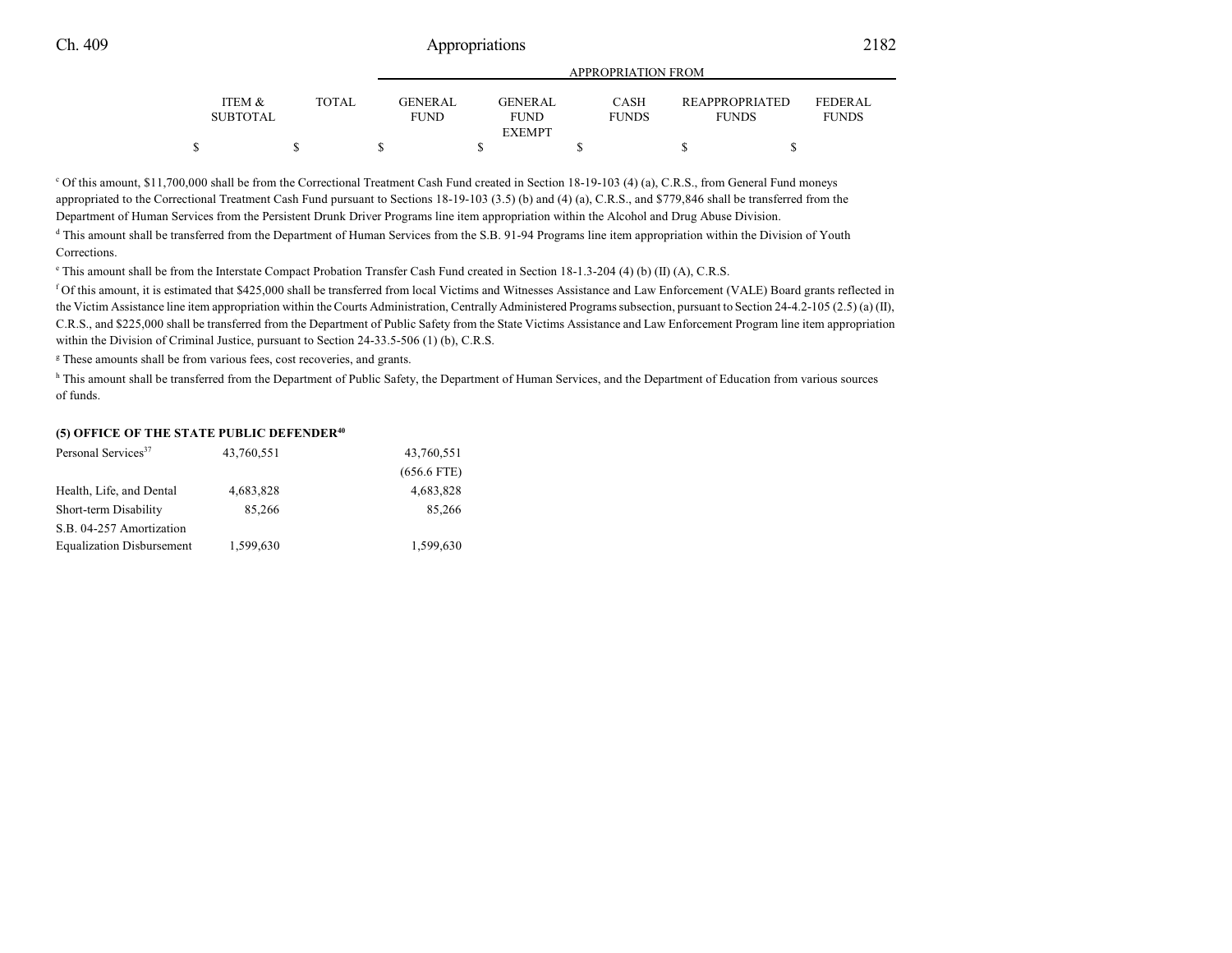| | ITEM & SUBTOTAL | TOTAL | GENERAL FUND | GENERAL FUND EXEMPT | CASH FUNDS | REAPPROPRIATED FUNDS | FEDERAL FUNDS |
|---|---|---|---|---|---|---|---|
| | | | APPROPRIATION FROM | | | | |
| | $ | $ | $ | $ | $ | $ | $ |

[c] Of this amount, $11,700,000 shall be from the Correctional Treatment Cash Fund created in Section 18-19-103 (4) (a), C.R.S., from General Fund moneys appropriated to the Correctional Treatment Cash Fund pursuant to Sections 18-19-103 (3.5) (b) and (4) (a), C.R.S., and $779,846 shall be transferred from the Department of Human Services from the Persistent Drunk Driver Programs line item appropriation within the Alcohol and Drug Abuse Division.

[d] This amount shall be transferred from the Department of Human Services from the S.B. 91-94 Programs line item appropriation within the Division of Youth Corrections.

[e] This amount shall be from the Interstate Compact Probation Transfer Cash Fund created in Section 18-1.3-204 (4) (b) (II) (A), C.R.S.

[f] Of this amount, it is estimated that $425,000 shall be transferred from local Victims and Witnesses Assistance and Law Enforcement (VALE) Board grants reflected in the Victim Assistance line item appropriation within the Courts Administration, Centrally Administered Programs subsection, pursuant to Section 24-4.2-105 (2.5) (a) (II), C.R.S., and $225,000 shall be transferred from the Department of Public Safety from the State Victims Assistance and Law Enforcement Program line item appropriation within the Division of Criminal Justice, pursuant to Section 24-33.5-506 (1) (b), C.R.S.

[g] These amounts shall be from various fees, cost recoveries, and grants.

[h] This amount shall be transferred from the Department of Public Safety, the Department of Human Services, and the Department of Education from various sources of funds.

**(5) OFFICE OF THE STATE PUBLIC DEFENDER[40]**

| | ITEM & SUBTOTAL | TOTAL | GENERAL FUND | GENERAL FUND EXEMPT | CASH FUNDS | REAPPROPRIATED FUNDS | FEDERAL FUNDS |
|---|---|---|---|---|---|---|---|
| Personal Services[37] | 43,760,551 | | 43,760,551 | | | | |
| | | | (656.6 FTE) | | | | |
| Health, Life, and Dental | 4,683,828 | | 4,683,828 | | | | |
| Short-term Disability | 85,266 | | 85,266 | | | | |
| S.B. 04-257 Amortization Equalization Disbursement | 1,599,630 | | 1,599,630 | | | | |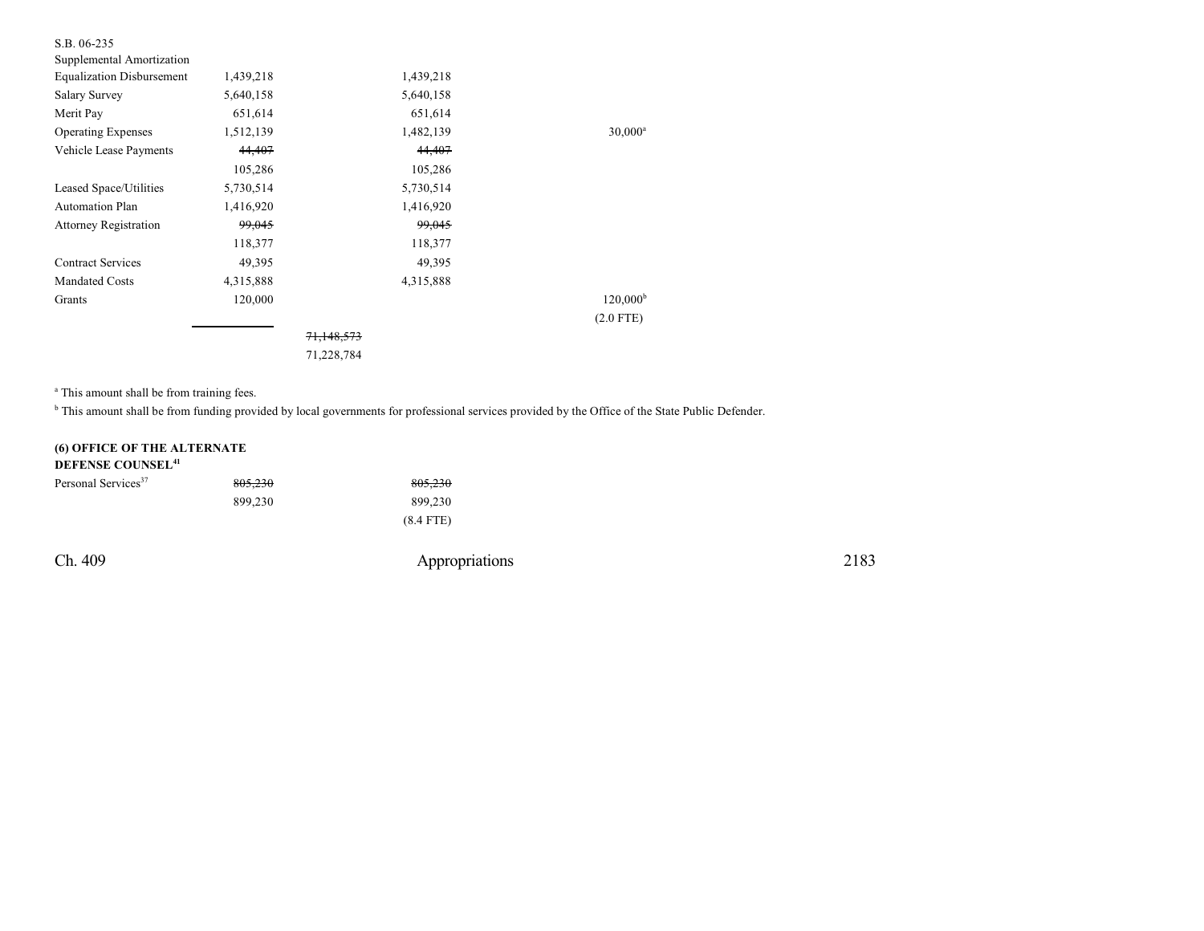| | | | | | | |
|---|---|---|---|---|---|---|
| S.B. 06-235 Supplemental Amortization Equalization Disbursement | 1,439,218 | | 1,439,218 | | | |
| Salary Survey | 5,640,158 | | 5,640,158 | | | |
| Merit Pay | 651,614 | | 651,614 | | | |
| Operating Expenses | 1,512,139 | | 1,482,139 | | 30,000[a] | |
| Vehicle Lease Payments | ~~44,407~~ | | ~~44,407~~ | | | |
| | 105,286 | | 105,286 | | | |
| Leased Space/Utilities | 5,730,514 | | 5,730,514 | | | |
| Automation Plan | 1,416,920 | | 1,416,920 | | | |
| Attorney Registration | ~~99,045~~ | | ~~99,045~~ | | | |
| | 118,377 | | 118,377 | | | |
| Contract Services | 49,395 | | 49,395 | | | |
| Mandated Costs | 4,315,888 | | 4,315,888 | | | |
| Grants | 120,000 | | | | 120,000[b] | |
| | | | | | (2.0 FTE) | |
| | | ~~71,148,573~~ | | | | |
| | | 71,228,784 | | | | |

[a] This amount shall be from training fees.

[b] This amount shall be from funding provided by local governments for professional services provided by the Office of the State Public Defender.

**(6) OFFICE OF THE ALTERNATE DEFENSE COUNSEL[41]**

| | | | |
|---|---|---|---|
| Personal Services[37] | ~~805,230~~ | | ~~805,230~~ |
| | 899,230 | | 899,230 |
| | | | (8.4 FTE) |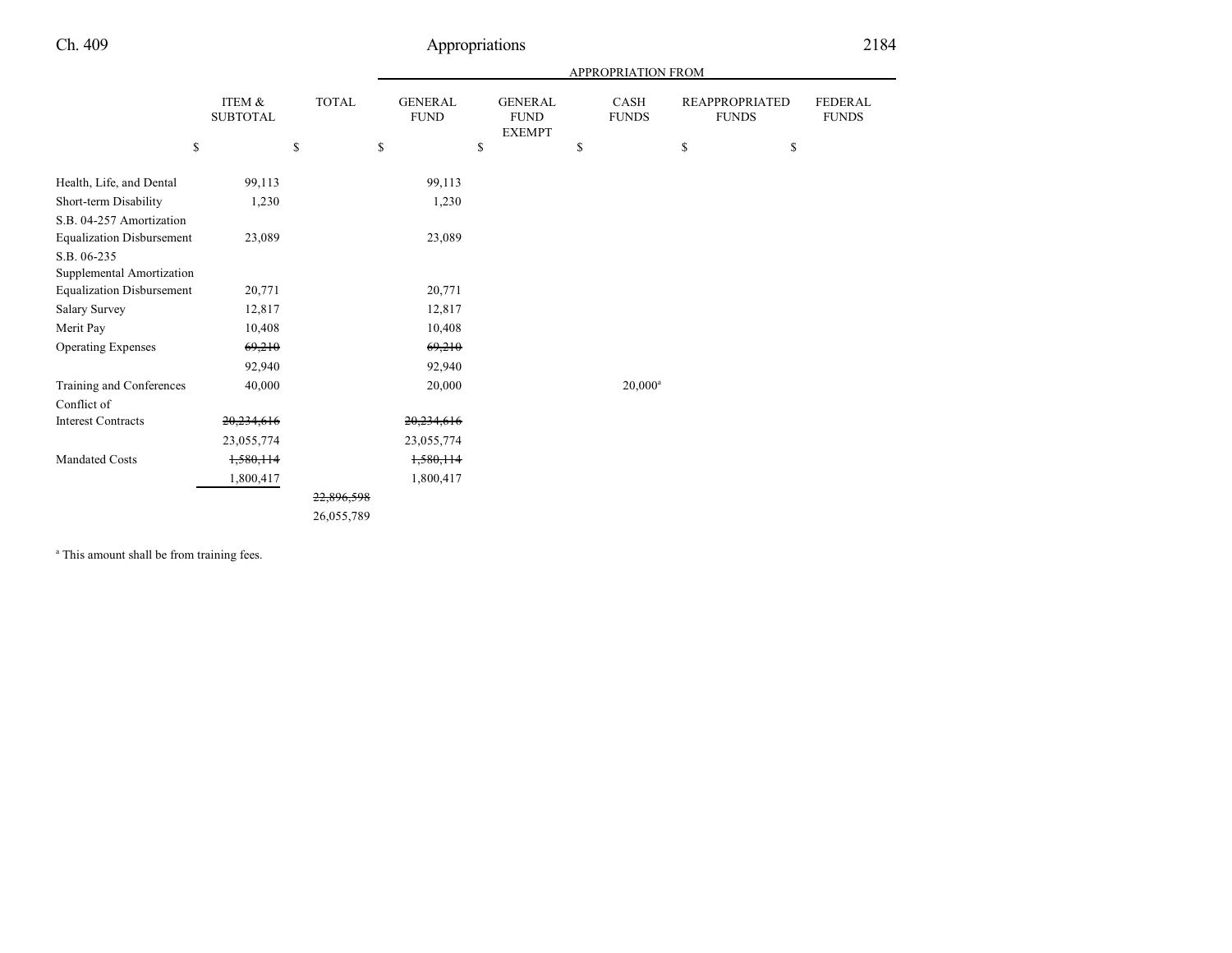| | ITEM & SUBTOTAL | TOTAL | GENERAL FUND | GENERAL FUND EXEMPT | CASH FUNDS | REAPPROPRIATED FUNDS | FEDERAL FUNDS |
|---|---|---|---|---|---|---|---|
| | | | APPROPRIATION FROM | | | | |
| | $ | $ | $ | $ | $ | $ | $ |
| Health, Life, and Dental | 99,113 | | 99,113 | | | | |
| Short-term Disability | 1,230 | | 1,230 | | | | |
| S.B. 04-257 Amortization Equalization Disbursement | 23,089 | | 23,089 | | | | |
| S.B. 06-235 Supplemental Amortization Equalization Disbursement | 20,771 | | 20,771 | | | | |
| Salary Survey | 12,817 | | 12,817 | | | | |
| Merit Pay | 10,408 | | 10,408 | | | | |
| Operating Expenses | ~~69,210~~ | | ~~69,210~~ | | | | |
| | 92,940 | | 92,940 | | | | |
| Training and Conferences | 40,000 | | 20,000 | | 20,000[a] | | |
| Conflict of Interest Contracts | ~~20,234,616~~ | | ~~20,234,616~~ | | | | |
| | 23,055,774 | | 23,055,774 | | | | |
| Mandated Costs | ~~1,580,114~~ | | ~~1,580,114~~ | | | | |
| | 1,800,417 | | 1,800,417 | | | | |
| | | ~~22,896,598~~ | | | | | |
| | | 26,055,789 | | | | | |

[a] This amount shall be from training fees.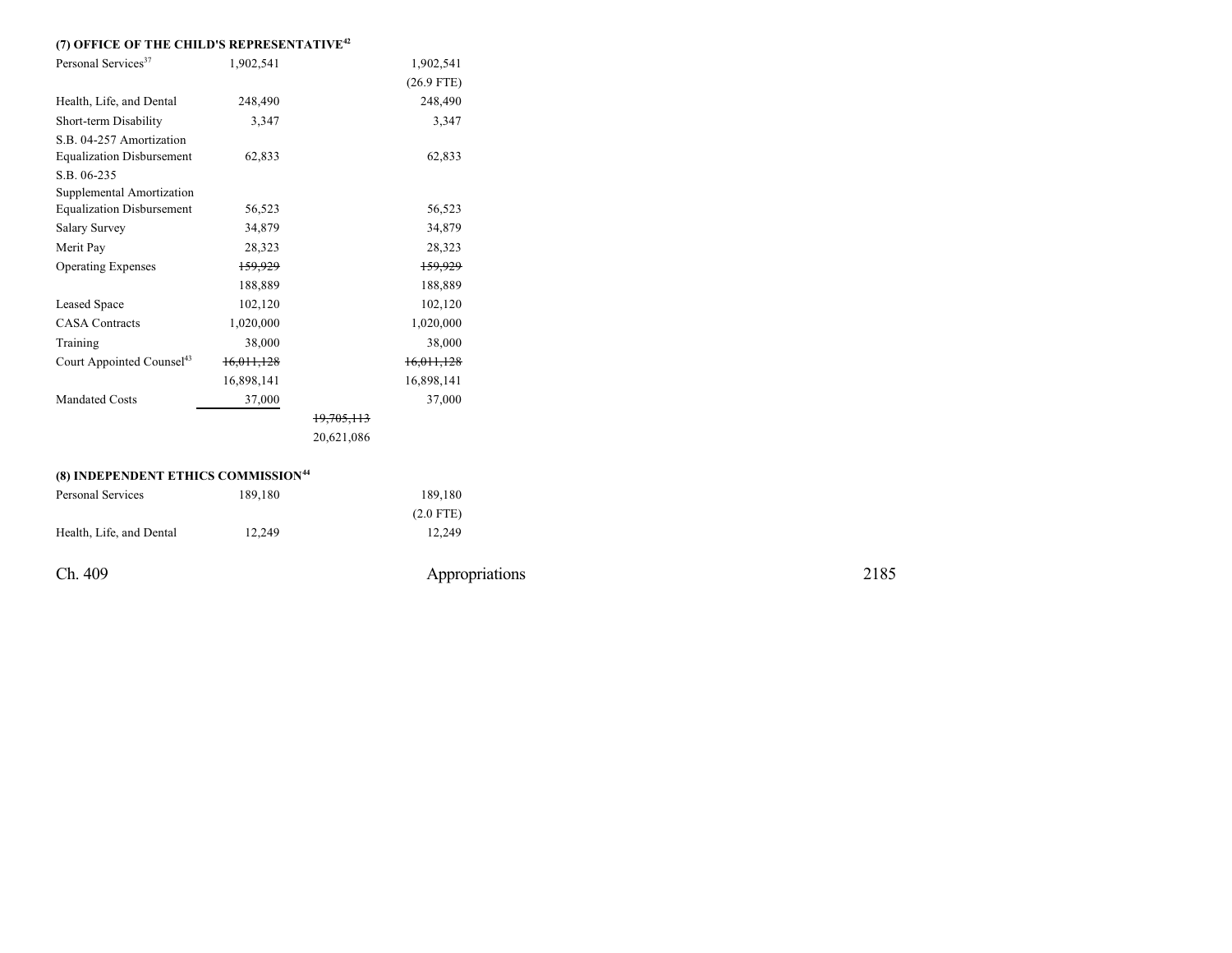### (7) OFFICE OF THE CHILD'S REPRESENTATIVE[42]

| | | | |
|---|---|---|---|
| Personal Services[37] | 1,902,541 | | 1,902,541 |
| | | | (26.9 FTE) |
| Health, Life, and Dental | 248,490 | | 248,490 |
| Short-term Disability | 3,347 | | 3,347 |
| S.B. 04-257 Amortization Equalization Disbursement | 62,833 | | 62,833 |
| S.B. 06-235 Supplemental Amortization Equalization Disbursement | 56,523 | | 56,523 |
| Salary Survey | 34,879 | | 34,879 |
| Merit Pay | 28,323 | | 28,323 |
| Operating Expenses | ~~159,929~~ | | ~~159,929~~ |
| | 188,889 | | 188,889 |
| Leased Space | 102,120 | | 102,120 |
| CASA Contracts | 1,020,000 | | 1,020,000 |
| Training | 38,000 | | 38,000 |
| Court Appointed Counsel[43] | ~~16,011,128~~ | | ~~16,011,128~~ |
| | 16,898,141 | | 16,898,141 |
| Mandated Costs | 37,000 | | 37,000 |
| | | ~~19,705,113~~ | |
| | | 20,621,086 | |

### (8) INDEPENDENT ETHICS COMMISSION[44]

| | | | |
|---|---|---|---|
| Personal Services | 189,180 | | 189,180 |
| | | | (2.0 FTE) |
| Health, Life, and Dental | 12,249 | | 12,249 |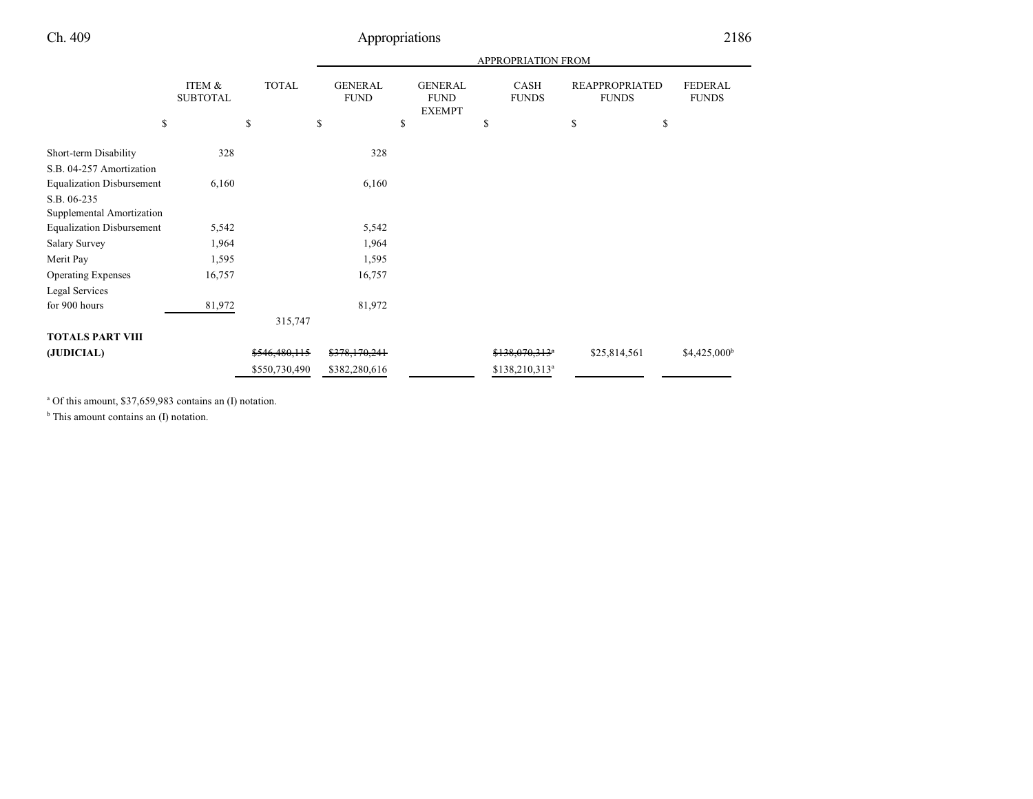| | ITEM & SUBTOTAL | TOTAL | GENERAL FUND | GENERAL FUND EXEMPT | CASH FUNDS | REAPPROPRIATED FUNDS | FEDERAL FUNDS |
|---|---|---|---|---|---|---|---|
| | | | APPROPRIATION FROM | | | | |
| | $ | $ | $ | $ | $ | $ | $ |
| Short-term Disability | 328 | | 328 | | | | |
| S.B. 04-257 Amortization Equalization Disbursement | 6,160 | | 6,160 | | | | |
| S.B. 06-235 Supplemental Amortization Equalization Disbursement | 5,542 | | 5,542 | | | | |
| Salary Survey | 1,964 | | 1,964 | | | | |
| Merit Pay | 1,595 | | 1,595 | | | | |
| Operating Expenses | 16,757 | | 16,757 | | | | |
| Legal Services for 900 hours | 81,972 | | 81,972 | | | | |
| | | 315,747 | | | | | |
| **TOTALS PART VIII (JUDICIAL)** | | ~~$546,480,115~~ $550,730,490 | ~~$378,170,241~~ $382,280,616 | | ~~$138,070,313~~[a] $138,210,313[a] | $25,814,561 | $4,425,000[b] |

[a] Of this amount, $37,659,983 contains an (I) notation.

[b] This amount contains an (I) notation.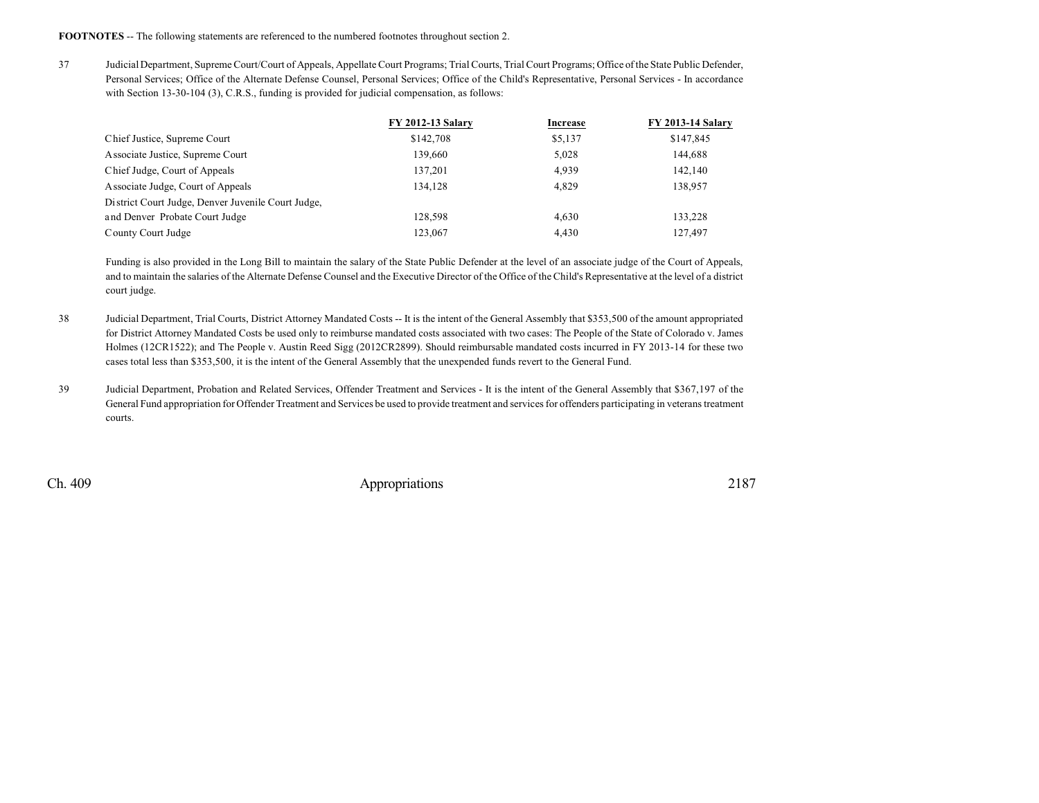**FOOTNOTES** -- The following statements are referenced to the numbered footnotes throughout section 2.

37 Judicial Department, Supreme Court/Court of Appeals, Appellate Court Programs; Trial Courts, Trial Court Programs; Office of the State Public Defender, Personal Services; Office of the Alternate Defense Counsel, Personal Services; Office of the Child's Representative, Personal Services - In accordance with Section 13-30-104 (3), C.R.S., funding is provided for judicial compensation, as follows:

| | FY 2012-13 Salary | Increase | FY 2013-14 Salary |
|---|---|---|---|
| Chief Justice, Supreme Court | $142,708 | $5,137 | $147,845 |
| Associate Justice, Supreme Court | 139,660 | 5,028 | 144,688 |
| Chief Judge, Court of Appeals | 137,201 | 4,939 | 142,140 |
| Associate Judge, Court of Appeals | 134,128 | 4,829 | 138,957 |
| District Court Judge, Denver Juvenile Court Judge, and Denver Probate Court Judge | 128,598 | 4,630 | 133,228 |
| County Court Judge | 123,067 | 4,430 | 127,497 |

Funding is also provided in the Long Bill to maintain the salary of the State Public Defender at the level of an associate judge of the Court of Appeals, and to maintain the salaries of the Alternate Defense Counsel and the Executive Director of the Office of the Child's Representative at the level of a district court judge.

38 Judicial Department, Trial Courts, District Attorney Mandated Costs -- It is the intent of the General Assembly that $353,500 of the amount appropriated for District Attorney Mandated Costs be used only to reimburse mandated costs associated with two cases: The People of the State of Colorado v. James Holmes (12CR1522); and The People v. Austin Reed Sigg (2012CR2899). Should reimbursable mandated costs incurred in FY 2013-14 for these two cases total less than $353,500, it is the intent of the General Assembly that the unexpended funds revert to the General Fund.

39 Judicial Department, Probation and Related Services, Offender Treatment and Services - It is the intent of the General Assembly that $367,197 of the General Fund appropriation for Offender Treatment and Services be used to provide treatment and services for offenders participating in veterans treatment courts.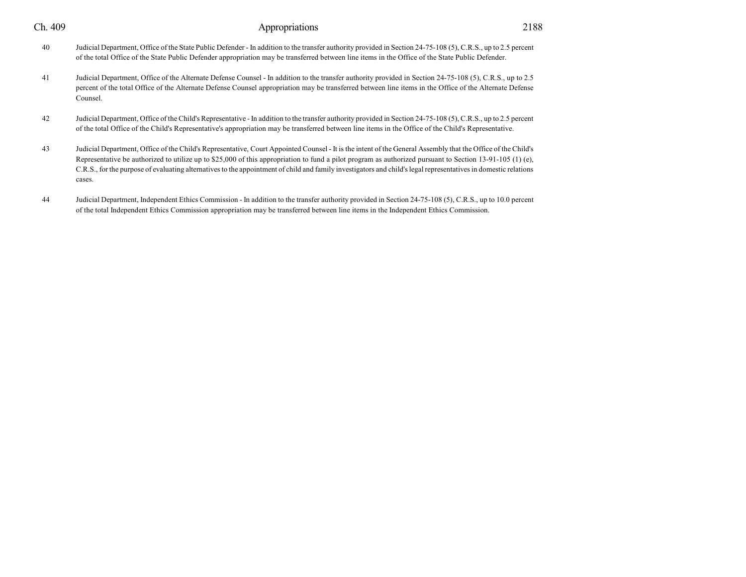40 Judicial Department, Office of the State Public Defender - In addition to the transfer authority provided in Section 24-75-108 (5), C.R.S., up to 2.5 percent of the total Office of the State Public Defender appropriation may be transferred between line items in the Office of the State Public Defender.

41 Judicial Department, Office of the Alternate Defense Counsel - In addition to the transfer authority provided in Section 24-75-108 (5), C.R.S., up to 2.5 percent of the total Office of the Alternate Defense Counsel appropriation may be transferred between line items in the Office of the Alternate Defense Counsel.

42 Judicial Department, Office of the Child's Representative - In addition to the transfer authority provided in Section 24-75-108 (5), C.R.S., up to 2.5 percent of the total Office of the Child's Representative's appropriation may be transferred between line items in the Office of the Child's Representative.

43 Judicial Department, Office of the Child's Representative, Court Appointed Counsel - It is the intent of the General Assembly that the Office of the Child's Representative be authorized to utilize up to $25,000 of this appropriation to fund a pilot program as authorized pursuant to Section 13-91-105 (1) (e), C.R.S., for the purpose of evaluating alternatives to the appointment of child and family investigators and child's legal representatives in domestic relations cases.

44 Judicial Department, Independent Ethics Commission - In addition to the transfer authority provided in Section 24-75-108 (5), C.R.S., up to 10.0 percent of the total Independent Ethics Commission appropriation may be transferred between line items in the Independent Ethics Commission.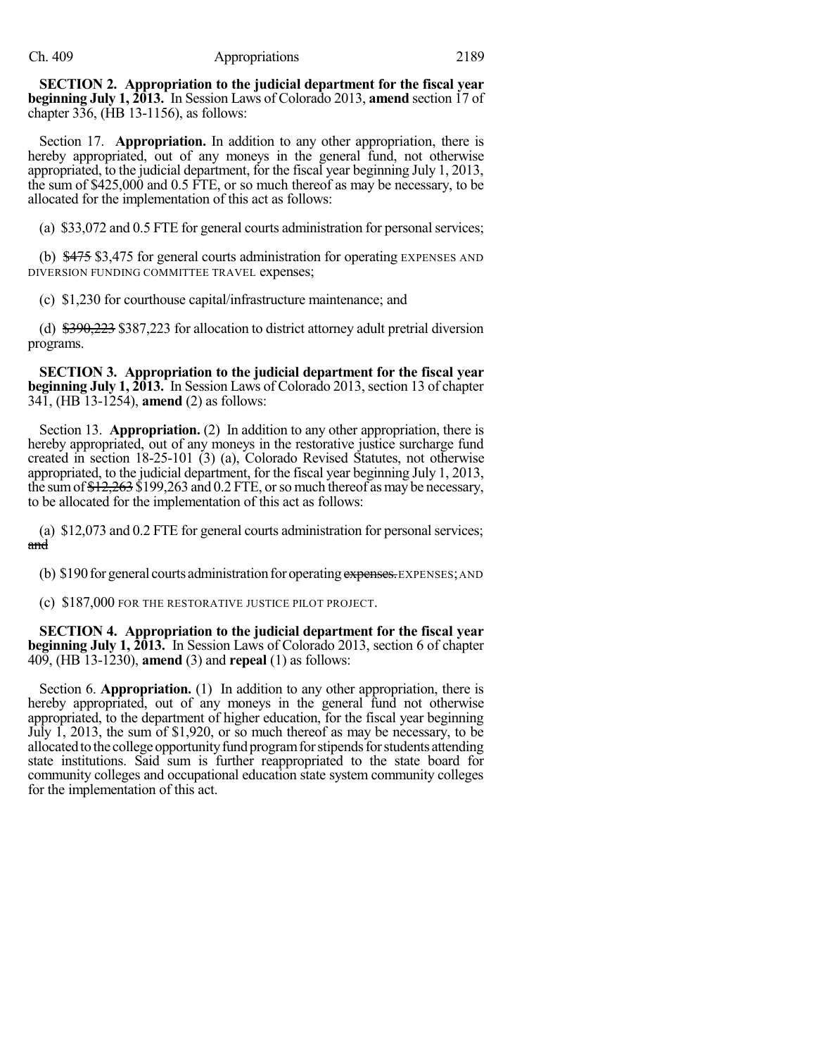**SECTION 2. Appropriation to the judicial department for the fiscal year beginning July 1, 2013.** In Session Laws of Colorado 2013, **amend** section 17 of chapter 336, (HB 13-1156), as follows:

Section 17. **Appropriation.** In addition to any other appropriation, there is hereby appropriated, out of any moneys in the general fund, not otherwise appropriated, to the judicial department, for the fiscal year beginning July 1, 2013, the sum of $425,000 and 0.5 FTE, or so much thereof as may be necessary, to be allocated for the implementation of this act as follows:

(a) $33,072 and 0.5 FTE for general courts administration for personal services;

(b) ~~$475~~ $3,475 for general courts administration for operating EXPENSES AND DIVERSION FUNDING COMMITTEE TRAVEL expenses;

(c) $1,230 for courthouse capital/infrastructure maintenance; and

(d) ~~$390,223~~ $387,223 for allocation to district attorney adult pretrial diversion programs.

**SECTION 3. Appropriation to the judicial department for the fiscal year beginning July 1, 2013.** In Session Laws of Colorado 2013, section 13 of chapter 341, (HB 13-1254), **amend** (2) as follows:

Section 13. **Appropriation.** (2) In addition to any other appropriation, there is hereby appropriated, out of any moneys in the restorative justice surcharge fund created in section 18-25-101 (3) (a), Colorado Revised Statutes, not otherwise appropriated, to the judicial department, for the fiscal year beginning July 1, 2013, the sum of ~~$12,263~~ $199,263 and 0.2 FTE, or so much thereof as may be necessary, to be allocated for the implementation of this act as follows:

(a) $12,073 and 0.2 FTE for general courts administration for personal services; ~~and~~

(b) $190 for general courts administration for operating ~~expenses.~~ EXPENSES; AND

(c) $187,000 FOR THE RESTORATIVE JUSTICE PILOT PROJECT.

**SECTION 4. Appropriation to the judicial department for the fiscal year beginning July 1, 2013.** In Session Laws of Colorado 2013, section 6 of chapter 409, (HB 13-1230), **amend** (3) and **repeal** (1) as follows:

Section 6. **Appropriation.** (1) In addition to any other appropriation, there is hereby appropriated, out of any moneys in the general fund not otherwise appropriated, to the department of higher education, for the fiscal year beginning July 1, 2013, the sum of $1,920, or so much thereof as may be necessary, to be allocated to the college opportunity fund program for stipends for students attending state institutions. Said sum is further reappropriated to the state board for community colleges and occupational education state system community colleges for the implementation of this act.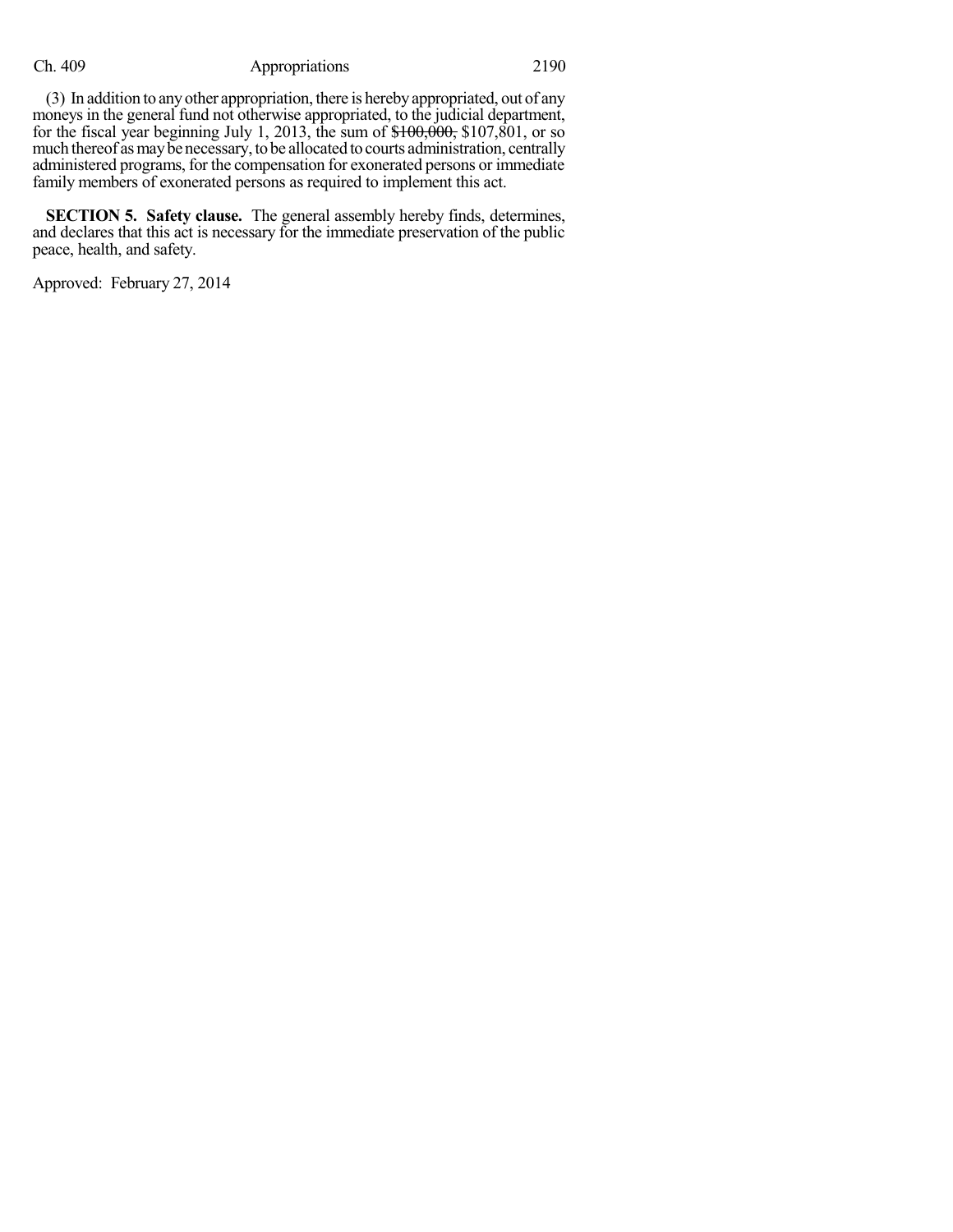(3) In addition to any other appropriation, there is hereby appropriated, out of any moneys in the general fund not otherwise appropriated, to the judicial department, for the fiscal year beginning July 1, 2013, the sum of ~~$100,000,~~ $107,801, or so much thereof as may be necessary, to be allocated to courts administration, centrally administered programs, for the compensation for exonerated persons or immediate family members of exonerated persons as required to implement this act.

**SECTION 5. Safety clause.** The general assembly hereby finds, determines, and declares that this act is necessary for the immediate preservation of the public peace, health, and safety.

Approved: February 27, 2014